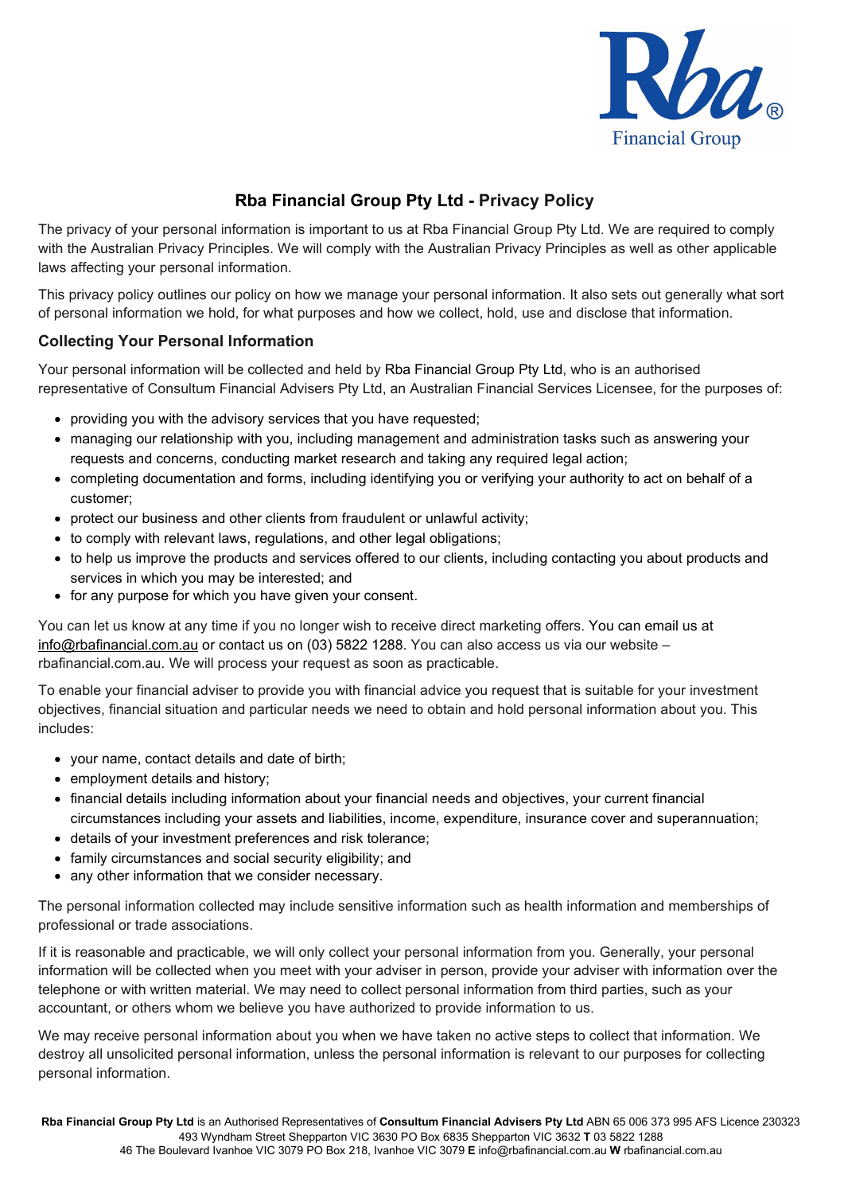# Rba Financial Group Pty Ltd - Privacy Policy

The privacy of your personal information is important to us at Rba Financial Group Pty Ltd. We are required to comply with the Australian Privacy Principles. We will comply with the Australian Privacy Principles as well as other applicable laws affecting your personal information.

This privacy policy outlines our policy on how we manage your personal information. It also sets out generally what sort of personal information we hold, for what purposes and how we collect, hold, use and disclose that information.

## Collecting Your Personal Information

Your personal information will be collected and held by Rba Financial Group Pty Ltd, who is an authorised representative of Consultum Financial Advisers Pty Ltd, an Australian Financial Services Licensee, for the purposes of:

- providing you with the advisory services that you have requested;
- managing our relationship with you, including management and administration tasks such as answering your requests and concerns, conducting market research and taking any required legal action;
- completing documentation and forms, including identifying you or verifying your authority to act on behalf of a customer;
- protect our business and other clients from fraudulent or unlawful activity;
- to comply with relevant laws, regulations, and other legal obligations;
- to help us improve the products and services offered to our clients, including contacting you about products and services in which you may be interested; and
- for any purpose for which you have given your consent.

You can let us know at any time if you no longer wish to receive direct marketing offers. You can email us at info@rbafinancial.com.au or contact us on (03) 5822 1288. You can also access us via our website – rbafinancial.com.au. We will process your request as soon as practicable.

To enable your financial adviser to provide you with financial advice you request that is suitable for your investment objectives, financial situation and particular needs we need to obtain and hold personal information about you. This includes:

- your name, contact details and date of birth;
- employment details and history;
- financial details including information about your financial needs and objectives, your current financial circumstances including your assets and liabilities, income, expenditure, insurance cover and superannuation;
- details of your investment preferences and risk tolerance;
- family circumstances and social security eligibility; and
- any other information that we consider necessary.

The personal information collected may include sensitive information such as health information and memberships of professional or trade associations.

If it is reasonable and practicable, we will only collect your personal information from you. Generally, your personal information will be collected when you meet with your adviser in person, provide your adviser with information over the telephone or with written material. We may need to collect personal information from third parties, such as your accountant, or others whom we believe you have authorized to provide information to us.

We may receive personal information about you when we have taken no active steps to collect that information. We destroy all unsolicited personal information, unless the personal information is relevant to our purposes for collecting personal information.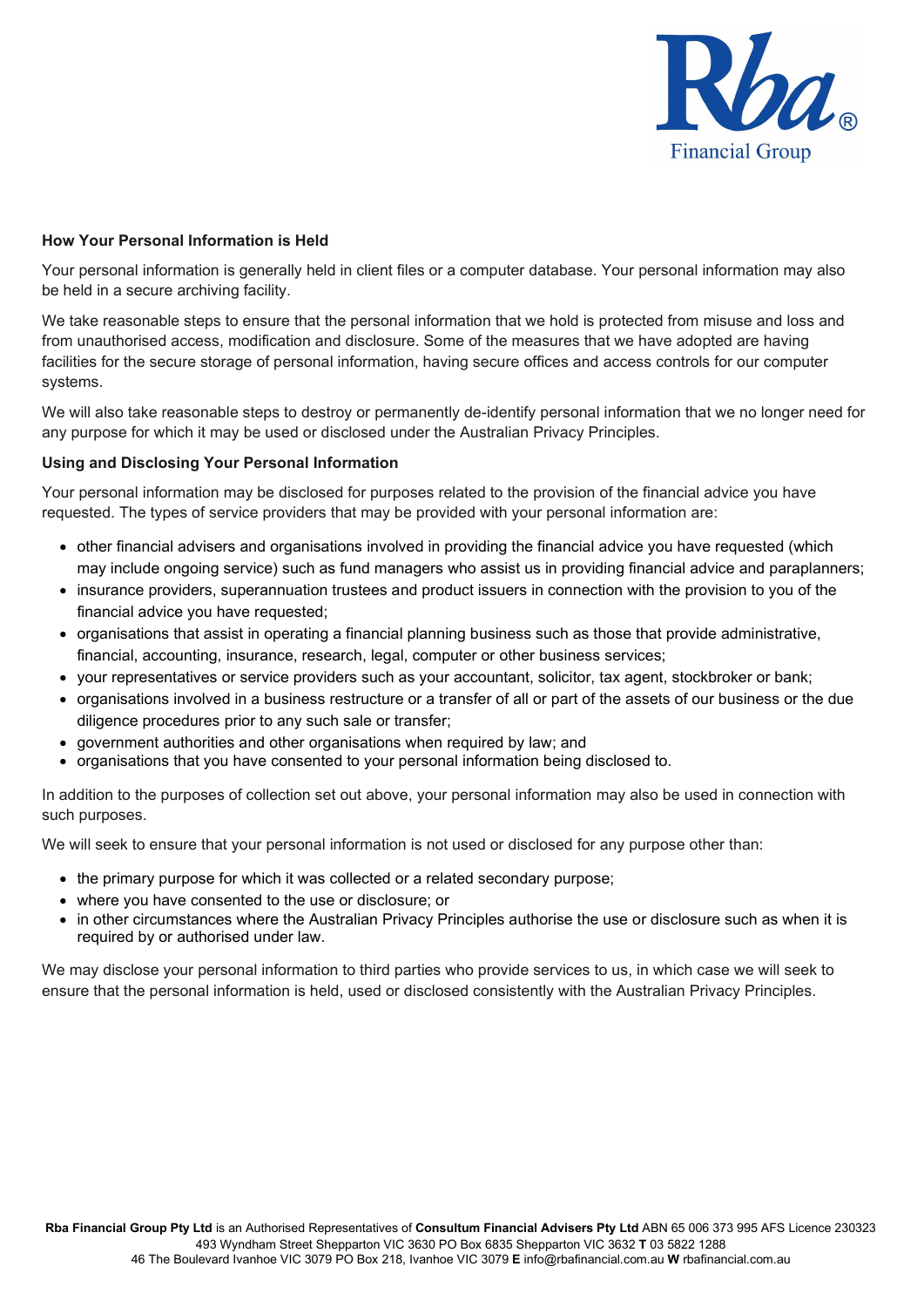**How Your Personal Information is Held**

Your personal information is generally held in client files or a computer database. Your personal information may also be held in a secure archiving facility.

We take reasonable steps to ensure that the personal information that we hold is protected from misuse and loss and from unauthorised access, modification and disclosure. Some of the measures that we have adopted are having facilities for the secure storage of personal information, having secure offices and access controls for our computer systems.

We will also take reasonable steps to destroy or permanently de-identify personal information that we no longer need for any purpose for which it may be used or disclosed under the Australian Privacy Principles.

**Using and Disclosing Your Personal Information**

Your personal information may be disclosed for purposes related to the provision of the financial advice you have requested. The types of service providers that may be provided with your personal information are:

- other financial advisers and organisations involved in providing the financial advice you have requested (which may include ongoing service) such as fund managers who assist us in providing financial advice and paraplanners;
- insurance providers, superannuation trustees and product issuers in connection with the provision to you of the financial advice you have requested;
- organisations that assist in operating a financial planning business such as those that provide administrative, financial, accounting, insurance, research, legal, computer or other business services;
- your representatives or service providers such as your accountant, solicitor, tax agent, stockbroker or bank;
- organisations involved in a business restructure or a transfer of all or part of the assets of our business or the due diligence procedures prior to any such sale or transfer;
- government authorities and other organisations when required by law; and
- organisations that you have consented to your personal information being disclosed to.

In addition to the purposes of collection set out above, your personal information may also be used in connection with such purposes.

We will seek to ensure that your personal information is not used or disclosed for any purpose other than:

- the primary purpose for which it was collected or a related secondary purpose;
- where you have consented to the use or disclosure; or
- in other circumstances where the Australian Privacy Principles authorise the use or disclosure such as when it is required by or authorised under law.

We may disclose your personal information to third parties who provide services to us, in which case we will seek to ensure that the personal information is held, used or disclosed consistently with the Australian Privacy Principles.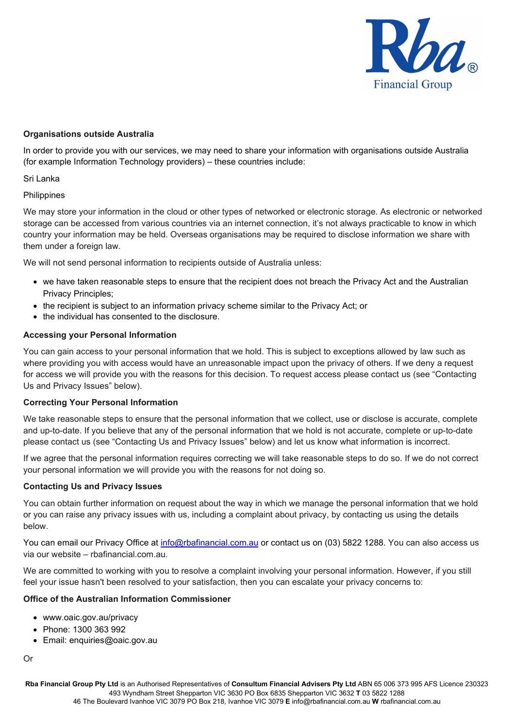**Organisations outside Australia**

In order to provide you with our services, we may need to share your information with organisations outside Australia (for example Information Technology providers) – these countries include:

Sri Lanka

Philippines

We may store your information in the cloud or other types of networked or electronic storage. As electronic or networked storage can be accessed from various countries via an internet connection, it's not always practicable to know in which country your information may be held. Overseas organisations may be required to disclose information we share with them under a foreign law.

We will not send personal information to recipients outside of Australia unless:

- we have taken reasonable steps to ensure that the recipient does not breach the Privacy Act and the Australian Privacy Principles;
- the recipient is subject to an information privacy scheme similar to the Privacy Act; or
- the individual has consented to the disclosure.

**Accessing your Personal Information**

You can gain access to your personal information that we hold. This is subject to exceptions allowed by law such as where providing you with access would have an unreasonable impact upon the privacy of others. If we deny a request for access we will provide you with the reasons for this decision. To request access please contact us (see "Contacting Us and Privacy Issues" below).

**Correcting Your Personal Information**

We take reasonable steps to ensure that the personal information that we collect, use or disclose is accurate, complete and up-to-date. If you believe that any of the personal information that we hold is not accurate, complete or up-to-date please contact us (see "Contacting Us and Privacy Issues" below) and let us know what information is incorrect.

If we agree that the personal information requires correcting we will take reasonable steps to do so. If we do not correct your personal information we will provide you with the reasons for not doing so.

**Contacting Us and Privacy Issues**

You can obtain further information on request about the way in which we manage the personal information that we hold or you can raise any privacy issues with us, including a complaint about privacy, by contacting us using the details below.

You can email our Privacy Office at info@rbafinancial.com.au or contact us on (03) 5822 1288. You can also access us via our website – rbafinancial.com.au.

We are committed to working with you to resolve a complaint involving your personal information. However, if you still feel your issue hasn't been resolved to your satisfaction, then you can escalate your privacy concerns to:

**Office of the Australian Information Commissioner**

- www.oaic.gov.au/privacy
- Phone: 1300 363 992
- Email: enquiries@oaic.gov.au

Or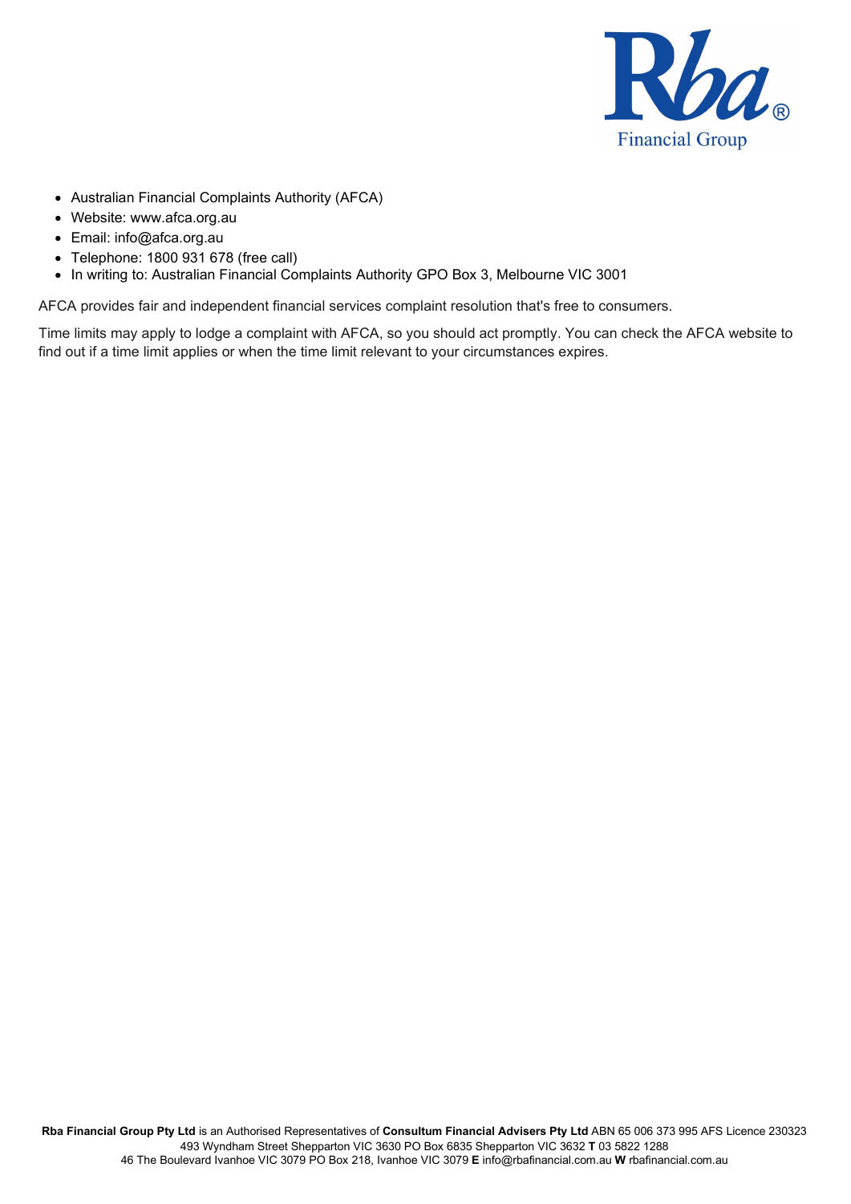- Australian Financial Complaints Authority (AFCA)
- Website: www.afca.org.au
- Email: info@afca.org.au
- Telephone: 1800 931 678 (free call)
- In writing to: Australian Financial Complaints Authority GPO Box 3, Melbourne VIC 3001

AFCA provides fair and independent financial services complaint resolution that's free to consumers.

Time limits may apply to lodge a complaint with AFCA, so you should act promptly. You can check the AFCA website to find out if a time limit applies or when the time limit relevant to your circumstances expires.